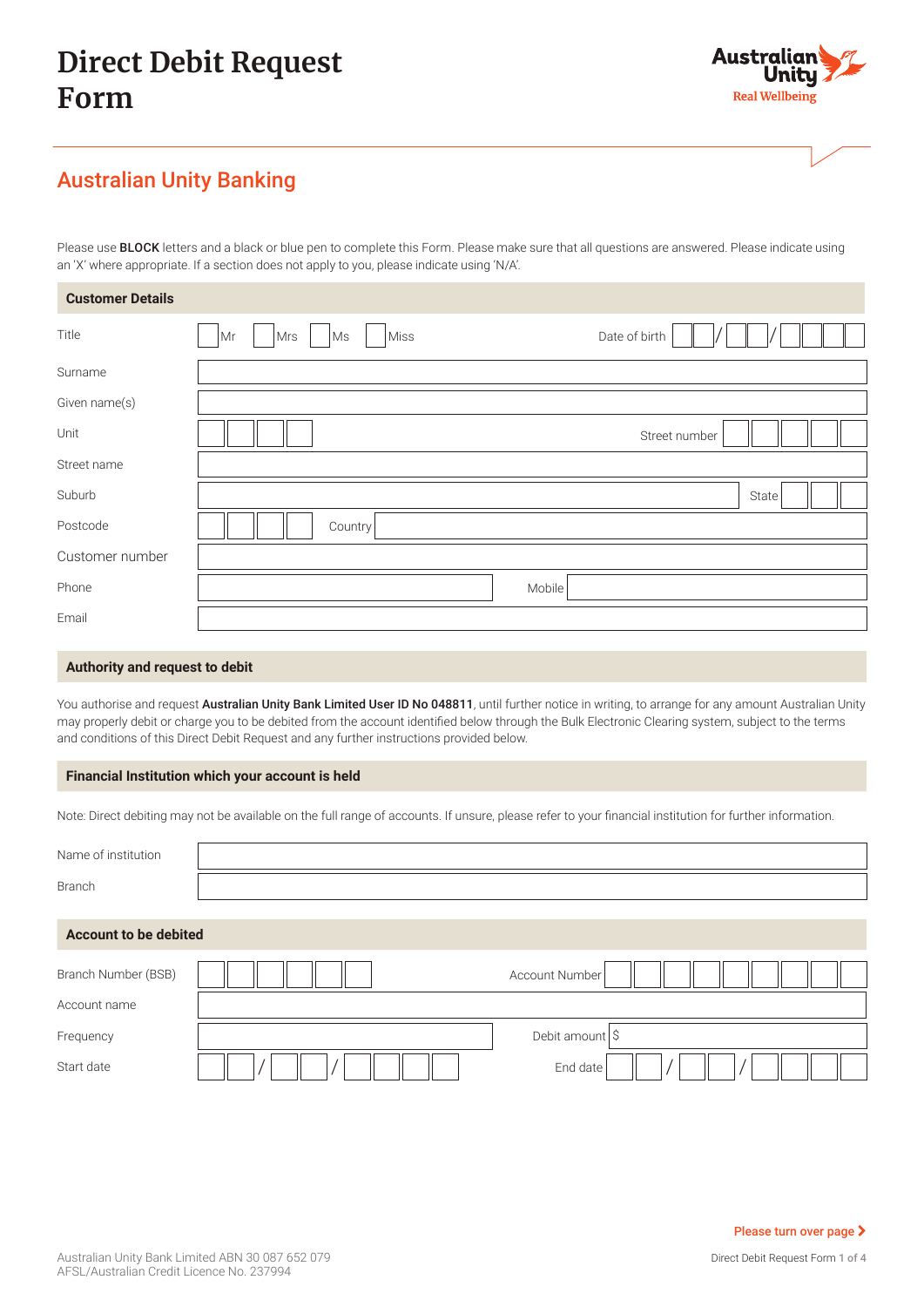# Direct Debit Request Form

Australian Unity
Real Wellbeing

## Australian Unity Banking

Please use **BLOCK** letters and a black or blue pen to complete this Form. Please make sure that all questions are answered. Please indicate using an 'X' where appropriate. If a section does not apply to you, please indicate using 'N/A'.

### Customer Details

| | |
|---|---|
| Title | ☐ Mr ☐ Mrs ☐ Ms ☐ Miss &nbsp;&nbsp;&nbsp; Date of birth __ __ / __ __ / __ __ __ __ |
| Surname | |
| Given name(s) | |
| Unit | &nbsp;&nbsp;&nbsp; Street number |
| Street name | |
| Suburb | &nbsp;&nbsp;&nbsp; State |
| Postcode | &nbsp;&nbsp;&nbsp; Country |
| Customer number | |
| Phone | &nbsp;&nbsp;&nbsp; Mobile |
| Email | |

### Authority and request to debit

You authorise and request **Australian Unity Bank Limited User ID No 048811**, until further notice in writing, to arrange for any amount Australian Unity may properly debit or charge you to be debited from the account identified below through the Bulk Electronic Clearing system, subject to the terms and conditions of this Direct Debit Request and any further instructions provided below.

### Financial Institution which your account is held

Note: Direct debiting may not be available on the full range of accounts. If unsure, please refer to your financial institution for further information.

| | |
|---|---|
| Name of institution | |
| Branch | |

### Account to be debited

| | |
|---|---|
| Branch Number (BSB) | &nbsp;&nbsp;&nbsp; Account Number |
| Account name | |
| Frequency | &nbsp;&nbsp;&nbsp; Debit amount $ |
| Start date __ __ / __ __ / __ __ __ __ | &nbsp;&nbsp;&nbsp; End date __ __ / __ __ / __ __ __ __ |

Please turn over page ›

Australian Unity Bank Limited ABN 30 087 652 079
AFSL/Australian Credit Licence No. 237994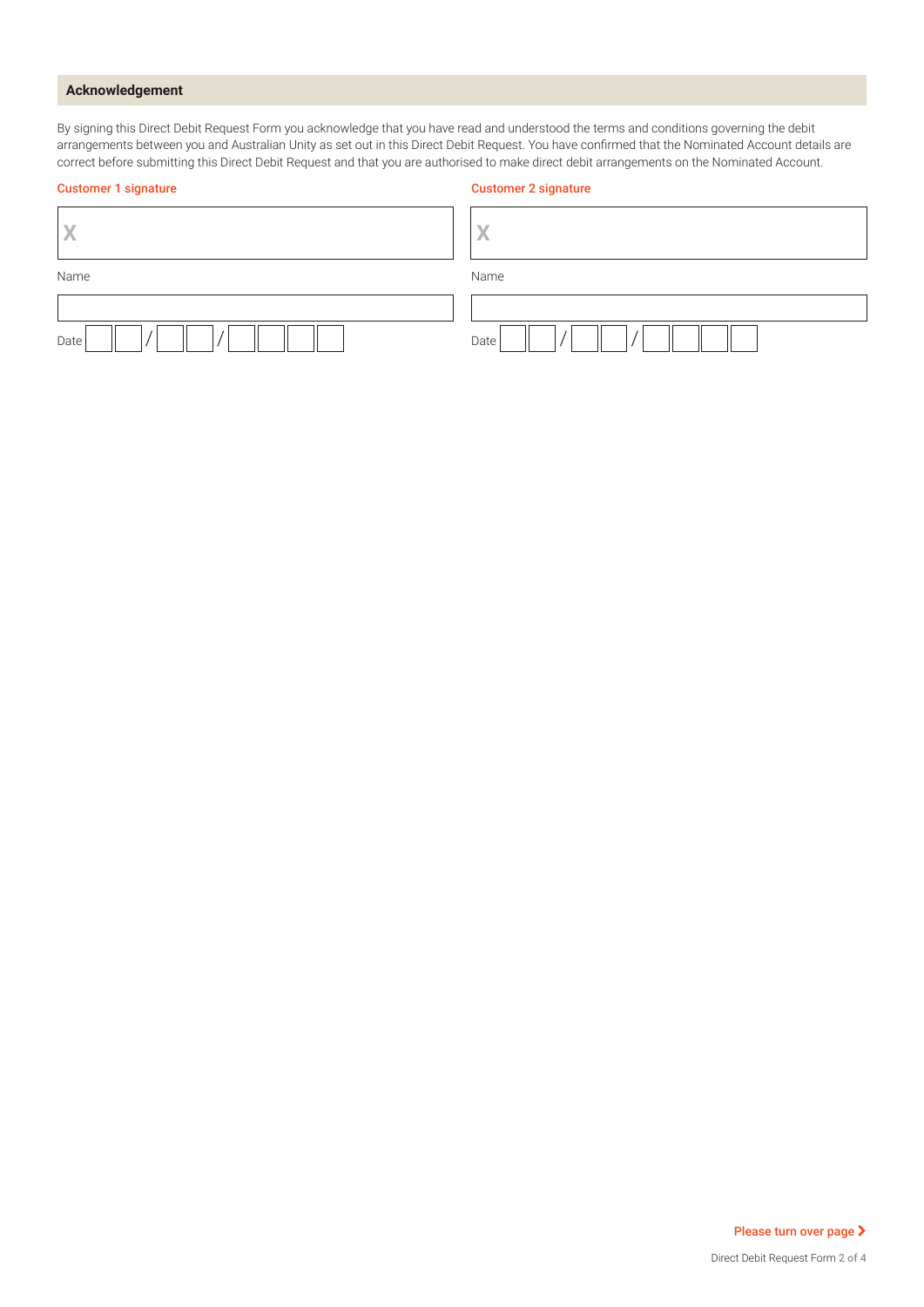## Acknowledgement

By signing this Direct Debit Request Form you acknowledge that you have read and understood the terms and conditions governing the debit arrangements between you and Australian Unity as set out in this Direct Debit Request. You have confirmed that the Nominated Account details are correct before submitting this Direct Debit Request and that you are authorised to make direct debit arrangements on the Nominated Account.

**Customer 1 signature**

X

Name

Date ___ ___ / ___ ___ / ___ ___ ___ ___

**Customer 2 signature**

X

Name

Date ___ ___ / ___ ___ / ___ ___ ___ ___

Please turn over page >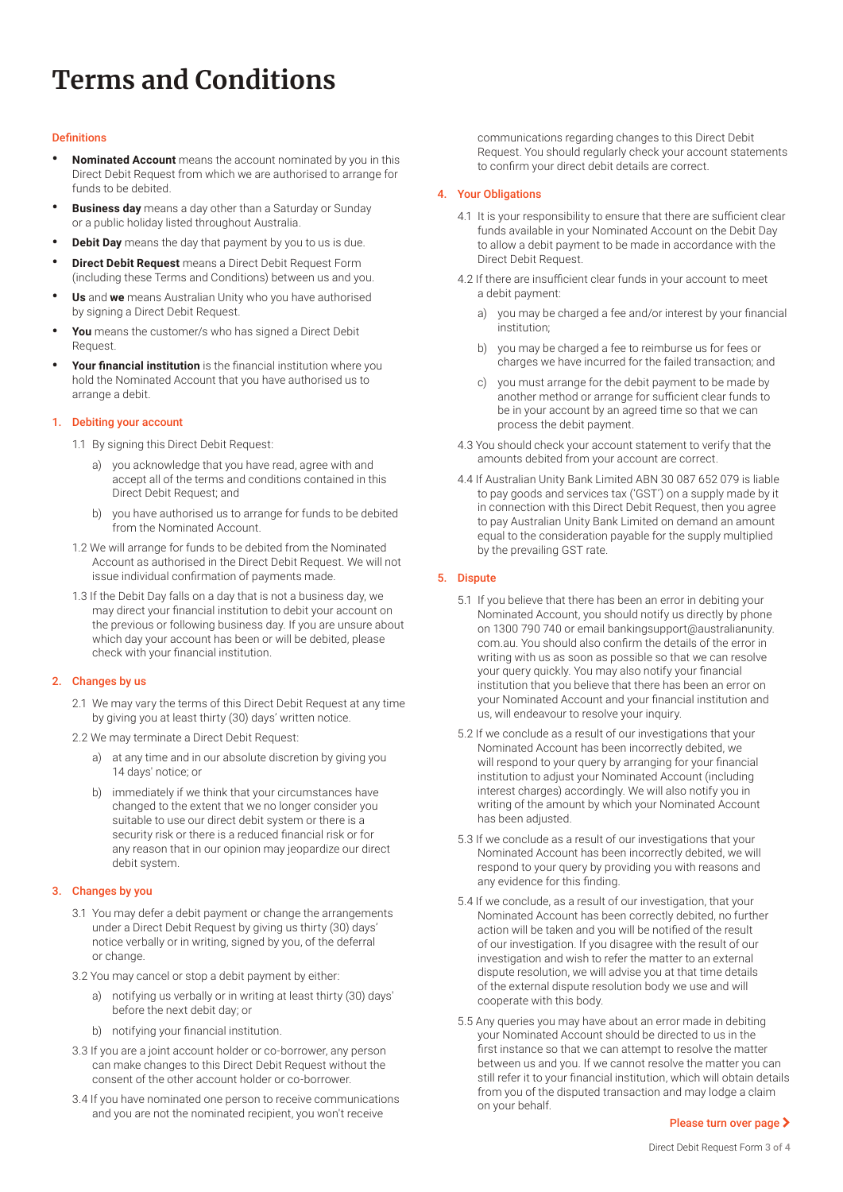# Terms and Conditions

### Definitions

- **Nominated Account** means the account nominated by you in this Direct Debit Request from which we are authorised to arrange for funds to be debited.
- **Business day** means a day other than a Saturday or Sunday or a public holiday listed throughout Australia.
- **Debit Day** means the day that payment by you to us is due.
- **Direct Debit Request** means a Direct Debit Request Form (including these Terms and Conditions) between us and you.
- **Us** and **we** means Australian Unity who you have authorised by signing a Direct Debit Request.
- **You** means the customer/s who has signed a Direct Debit Request.
- **Your financial institution** is the financial institution where you hold the Nominated Account that you have authorised us to arrange a debit.

### 1. Debiting your account

1.1 By signing this Direct Debit Request:

a) you acknowledge that you have read, agree with and accept all of the terms and conditions contained in this Direct Debit Request; and

b) you have authorised us to arrange for funds to be debited from the Nominated Account.

1.2 We will arrange for funds to be debited from the Nominated Account as authorised in the Direct Debit Request. We will not issue individual confirmation of payments made.

1.3 If the Debit Day falls on a day that is not a business day, we may direct your financial institution to debit your account on the previous or following business day. If you are unsure about which day your account has been or will be debited, please check with your financial institution.

### 2. Changes by us

2.1 We may vary the terms of this Direct Debit Request at any time by giving you at least thirty (30) days' written notice.

2.2 We may terminate a Direct Debit Request:

a) at any time and in our absolute discretion by giving you 14 days' notice; or

b) immediately if we think that your circumstances have changed to the extent that we no longer consider you suitable to use our direct debit system or there is a security risk or there is a reduced financial risk or for any reason that in our opinion may jeopardize our direct debit system.

### 3. Changes by you

3.1 You may defer a debit payment or change the arrangements under a Direct Debit Request by giving us thirty (30) days' notice verbally or in writing, signed by you, of the deferral or change.

3.2 You may cancel or stop a debit payment by either:

a) notifying us verbally or in writing at least thirty (30) days' before the next debit day; or

b) notifying your financial institution.

3.3 If you are a joint account holder or co-borrower, any person can make changes to this Direct Debit Request without the consent of the other account holder or co-borrower.

3.4 If you have nominated one person to receive communications and you are not the nominated recipient, you won't receive communications regarding changes to this Direct Debit Request. You should regularly check your account statements to confirm your direct debit details are correct.

### 4. Your Obligations

4.1 It is your responsibility to ensure that there are sufficient clear funds available in your Nominated Account on the Debit Day to allow a debit payment to be made in accordance with the Direct Debit Request.

4.2 If there are insufficient clear funds in your account to meet a debit payment:

a) you may be charged a fee and/or interest by your financial institution;

b) you may be charged a fee to reimburse us for fees or charges we have incurred for the failed transaction; and

c) you must arrange for the debit payment to be made by another method or arrange for sufficient clear funds to be in your account by an agreed time so that we can process the debit payment.

4.3 You should check your account statement to verify that the amounts debited from your account are correct.

4.4 If Australian Unity Bank Limited ABN 30 087 652 079 is liable to pay goods and services tax ('GST') on a supply made by it in connection with this Direct Debit Request, then you agree to pay Australian Unity Bank Limited on demand an amount equal to the consideration payable for the supply multiplied by the prevailing GST rate.

### 5. Dispute

5.1 If you believe that there has been an error in debiting your Nominated Account, you should notify us directly by phone on 1300 790 740 or email bankingsupport@australianunity.com.au. You should also confirm the details of the error in writing with us as soon as possible so that we can resolve your query quickly. You may also notify your financial institution that you believe that there has been an error on your Nominated Account and your financial institution and us, will endeavour to resolve your inquiry.

5.2 If we conclude as a result of our investigations that your Nominated Account has been incorrectly debited, we will respond to your query by arranging for your financial institution to adjust your Nominated Account (including interest charges) accordingly. We will also notify you in writing of the amount by which your Nominated Account has been adjusted.

5.3 If we conclude as a result of our investigations that your Nominated Account has been incorrectly debited, we will respond to your query by providing you with reasons and any evidence for this finding.

5.4 If we conclude, as a result of our investigation, that your Nominated Account has been correctly debited, no further action will be taken and you will be notified of the result of our investigation. If you disagree with the result of our investigation and wish to refer the matter to an external dispute resolution, we will advise you at that time details of the external dispute resolution body we use and will cooperate with this body.

5.5 Any queries you may have about an error made in debiting your Nominated Account should be directed to us in the first instance so that we can attempt to resolve the matter between us and you. If we cannot resolve the matter you can still refer it to your financial institution, which will obtain details from you of the disputed transaction and may lodge a claim on your behalf.

Please turn over page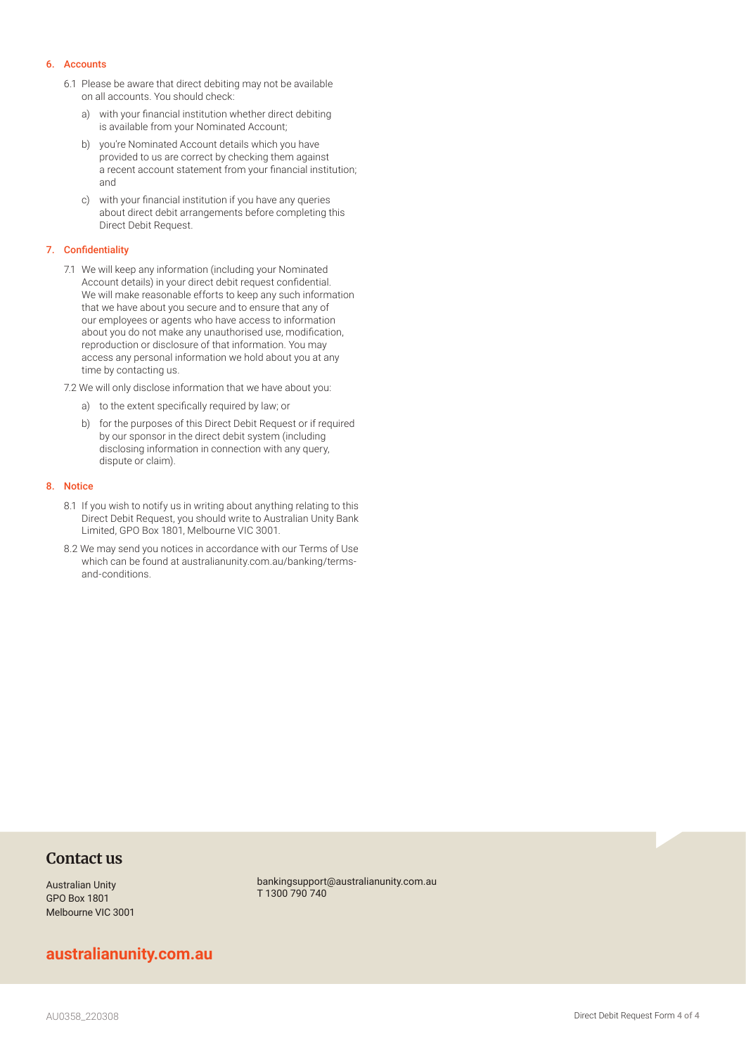## 6. Accounts

6.1 Please be aware that direct debiting may not be available on all accounts. You should check:

a) with your financial institution whether direct debiting is available from your Nominated Account;

b) you're Nominated Account details which you have provided to us are correct by checking them against a recent account statement from your financial institution; and

c) with your financial institution if you have any queries about direct debit arrangements before completing this Direct Debit Request.

## 7. Confidentiality

7.1 We will keep any information (including your Nominated Account details) in your direct debit request confidential. We will make reasonable efforts to keep any such information that we have about you secure and to ensure that any of our employees or agents who have access to information about you do not make any unauthorised use, modification, reproduction or disclosure of that information. You may access any personal information we hold about you at any time by contacting us.

7.2 We will only disclose information that we have about you:

a) to the extent specifically required by law; or

b) for the purposes of this Direct Debit Request or if required by our sponsor in the direct debit system (including disclosing information in connection with any query, dispute or claim).

## 8. Notice

8.1 If you wish to notify us in writing about anything relating to this Direct Debit Request, you should write to Australian Unity Bank Limited, GPO Box 1801, Melbourne VIC 3001.

8.2 We may send you notices in accordance with our Terms of Use which can be found at australianunity.com.au/banking/terms-and-conditions.

## Contact us

Australian Unity
GPO Box 1801
Melbourne VIC 3001

bankingsupport@australianunity.com.au
T 1300 790 740

**australianunity.com.au**

AU0358_220308